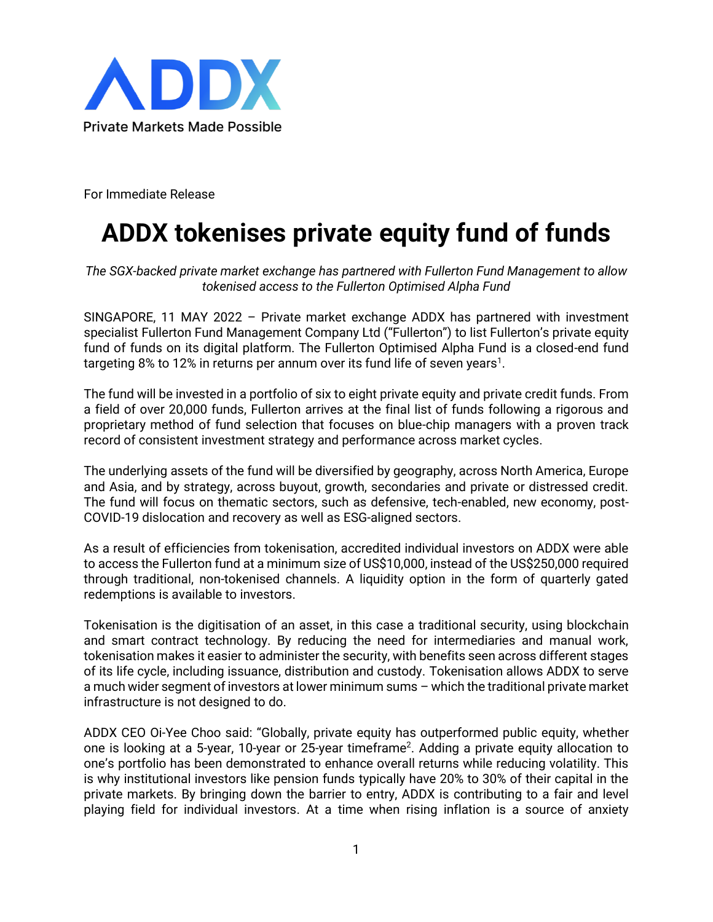ADDX

Private Markets Made Possible

For Immediate Release

# ADDX tokenises private equity fund of funds

*The SGX-backed private market exchange has partnered with Fullerton Fund Management to allow tokenised access to the Fullerton Optimised Alpha Fund*

SINGAPORE, 11 MAY 2022 – Private market exchange ADDX has partnered with investment specialist Fullerton Fund Management Company Ltd ("Fullerton") to list Fullerton's private equity fund of funds on its digital platform. The Fullerton Optimised Alpha Fund is a closed-end fund targeting 8% to 12% in returns per annum over its fund life of seven years[1].

The fund will be invested in a portfolio of six to eight private equity and private credit funds. From a field of over 20,000 funds, Fullerton arrives at the final list of funds following a rigorous and proprietary method of fund selection that focuses on blue-chip managers with a proven track record of consistent investment strategy and performance across market cycles.

The underlying assets of the fund will be diversified by geography, across North America, Europe and Asia, and by strategy, across buyout, growth, secondaries and private or distressed credit. The fund will focus on thematic sectors, such as defensive, tech-enabled, new economy, post-COVID-19 dislocation and recovery as well as ESG-aligned sectors.

As a result of efficiencies from tokenisation, accredited individual investors on ADDX were able to access the Fullerton fund at a minimum size of US$10,000, instead of the US$250,000 required through traditional, non-tokenised channels. A liquidity option in the form of quarterly gated redemptions is available to investors.

Tokenisation is the digitisation of an asset, in this case a traditional security, using blockchain and smart contract technology. By reducing the need for intermediaries and manual work, tokenisation makes it easier to administer the security, with benefits seen across different stages of its life cycle, including issuance, distribution and custody. Tokenisation allows ADDX to serve a much wider segment of investors at lower minimum sums – which the traditional private market infrastructure is not designed to do.

ADDX CEO Oi-Yee Choo said: "Globally, private equity has outperformed public equity, whether one is looking at a 5-year, 10-year or 25-year timeframe[2]. Adding a private equity allocation to one's portfolio has been demonstrated to enhance overall returns while reducing volatility. This is why institutional investors like pension funds typically have 20% to 30% of their capital in the private markets. By bringing down the barrier to entry, ADDX is contributing to a fair and level playing field for individual investors. At a time when rising inflation is a source of anxiety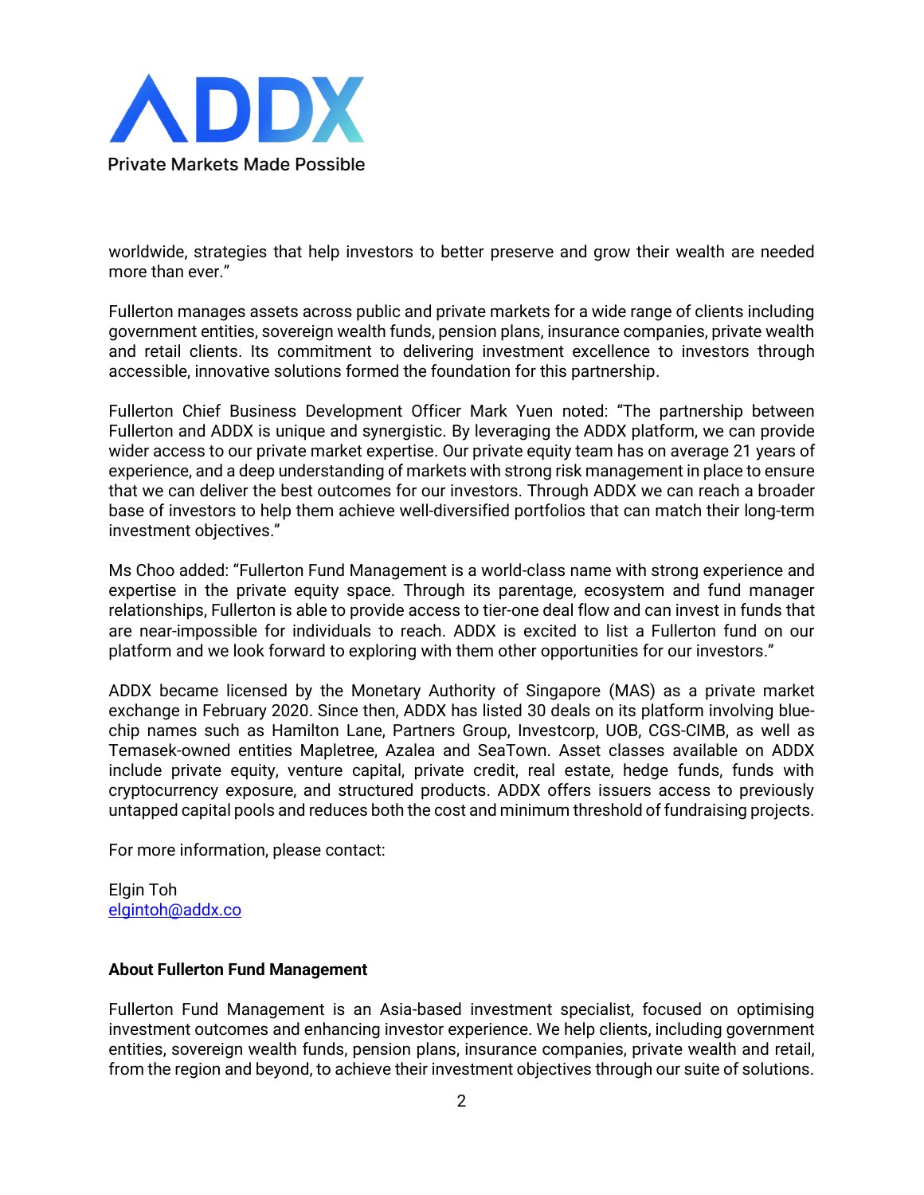worldwide, strategies that help investors to better preserve and grow their wealth are needed more than ever."

Fullerton manages assets across public and private markets for a wide range of clients including government entities, sovereign wealth funds, pension plans, insurance companies, private wealth and retail clients. Its commitment to delivering investment excellence to investors through accessible, innovative solutions formed the foundation for this partnership.

Fullerton Chief Business Development Officer Mark Yuen noted: "The partnership between Fullerton and ADDX is unique and synergistic. By leveraging the ADDX platform, we can provide wider access to our private market expertise. Our private equity team has on average 21 years of experience, and a deep understanding of markets with strong risk management in place to ensure that we can deliver the best outcomes for our investors. Through ADDX we can reach a broader base of investors to help them achieve well-diversified portfolios that can match their long-term investment objectives."

Ms Choo added: "Fullerton Fund Management is a world-class name with strong experience and expertise in the private equity space. Through its parentage, ecosystem and fund manager relationships, Fullerton is able to provide access to tier-one deal flow and can invest in funds that are near-impossible for individuals to reach. ADDX is excited to list a Fullerton fund on our platform and we look forward to exploring with them other opportunities for our investors."

ADDX became licensed by the Monetary Authority of Singapore (MAS) as a private market exchange in February 2020. Since then, ADDX has listed 30 deals on its platform involving blue-chip names such as Hamilton Lane, Partners Group, Investcorp, UOB, CGS-CIMB, as well as Temasek-owned entities Mapletree, Azalea and SeaTown. Asset classes available on ADDX include private equity, venture capital, private credit, real estate, hedge funds, funds with cryptocurrency exposure, and structured products. ADDX offers issuers access to previously untapped capital pools and reduces both the cost and minimum threshold of fundraising projects.

For more information, please contact:

Elgin Toh
elgintoh@addx.co

**About Fullerton Fund Management**

Fullerton Fund Management is an Asia-based investment specialist, focused on optimising investment outcomes and enhancing investor experience. We help clients, including government entities, sovereign wealth funds, pension plans, insurance companies, private wealth and retail, from the region and beyond, to achieve their investment objectives through our suite of solutions.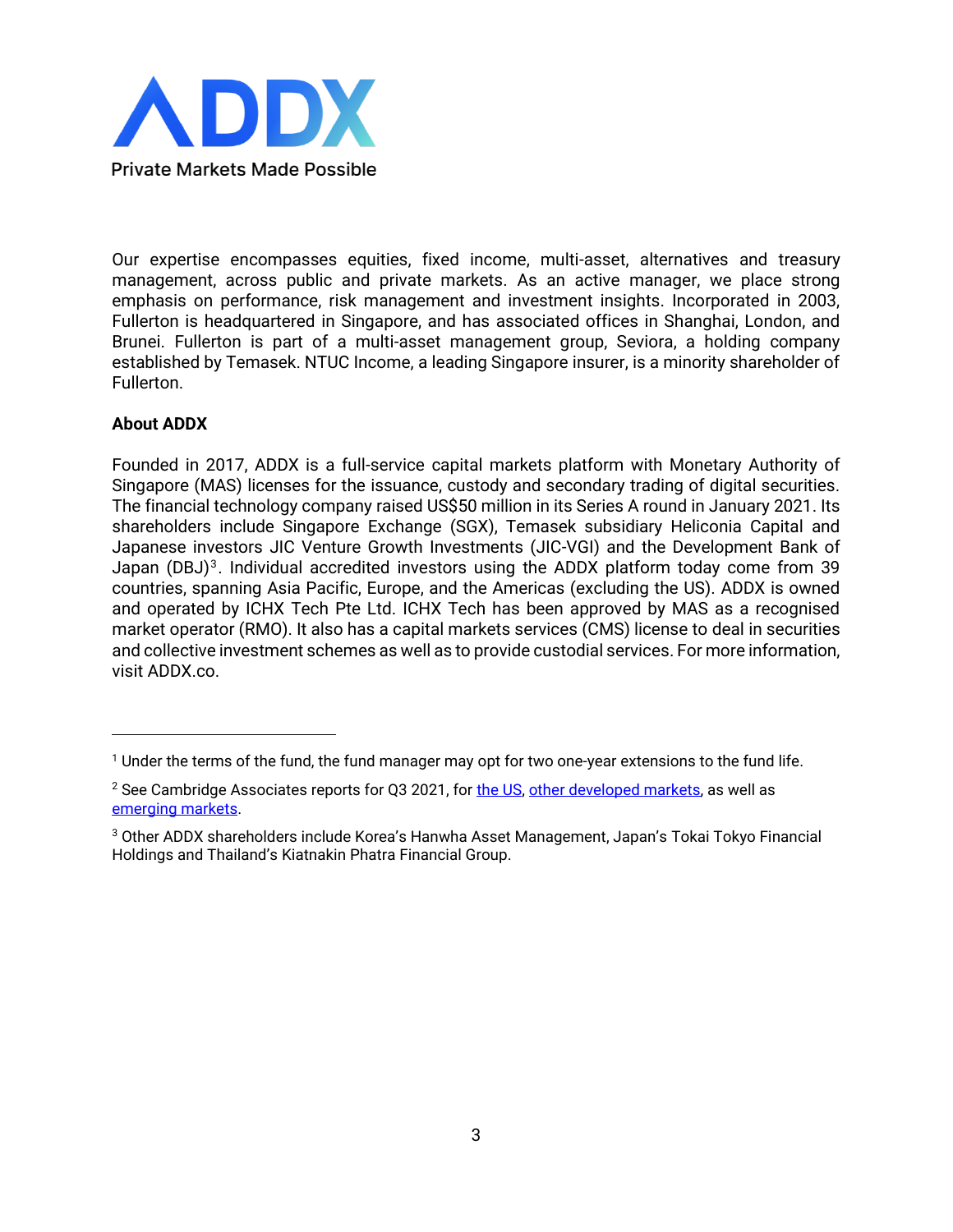Our expertise encompasses equities, fixed income, multi-asset, alternatives and treasury management, across public and private markets. As an active manager, we place strong emphasis on performance, risk management and investment insights. Incorporated in 2003, Fullerton is headquartered in Singapore, and has associated offices in Shanghai, London, and Brunei. Fullerton is part of a multi-asset management group, Seviora, a holding company established by Temasek. NTUC Income, a leading Singapore insurer, is a minority shareholder of Fullerton.

**About ADDX**

Founded in 2017, ADDX is a full-service capital markets platform with Monetary Authority of Singapore (MAS) licenses for the issuance, custody and secondary trading of digital securities. The financial technology company raised US$50 million in its Series A round in January 2021. Its shareholders include Singapore Exchange (SGX), Temasek subsidiary Heliconia Capital and Japanese investors JIC Venture Growth Investments (JIC-VGI) and the Development Bank of Japan (DBJ)[3]. Individual accredited investors using the ADDX platform today come from 39 countries, spanning Asia Pacific, Europe, and the Americas (excluding the US). ADDX is owned and operated by ICHX Tech Pte Ltd. ICHX Tech has been approved by MAS as a recognised market operator (RMO). It also has a capital markets services (CMS) license to deal in securities and collective investment schemes as well as to provide custodial services. For more information, visit ADDX.co.

---

[1] Under the terms of the fund, the fund manager may opt for two one-year extensions to the fund life.

[2] See Cambridge Associates reports for Q3 2021, for the US, other developed markets, as well as emerging markets.

[3] Other ADDX shareholders include Korea's Hanwha Asset Management, Japan's Tokai Tokyo Financial Holdings and Thailand's Kiatnakin Phatra Financial Group.